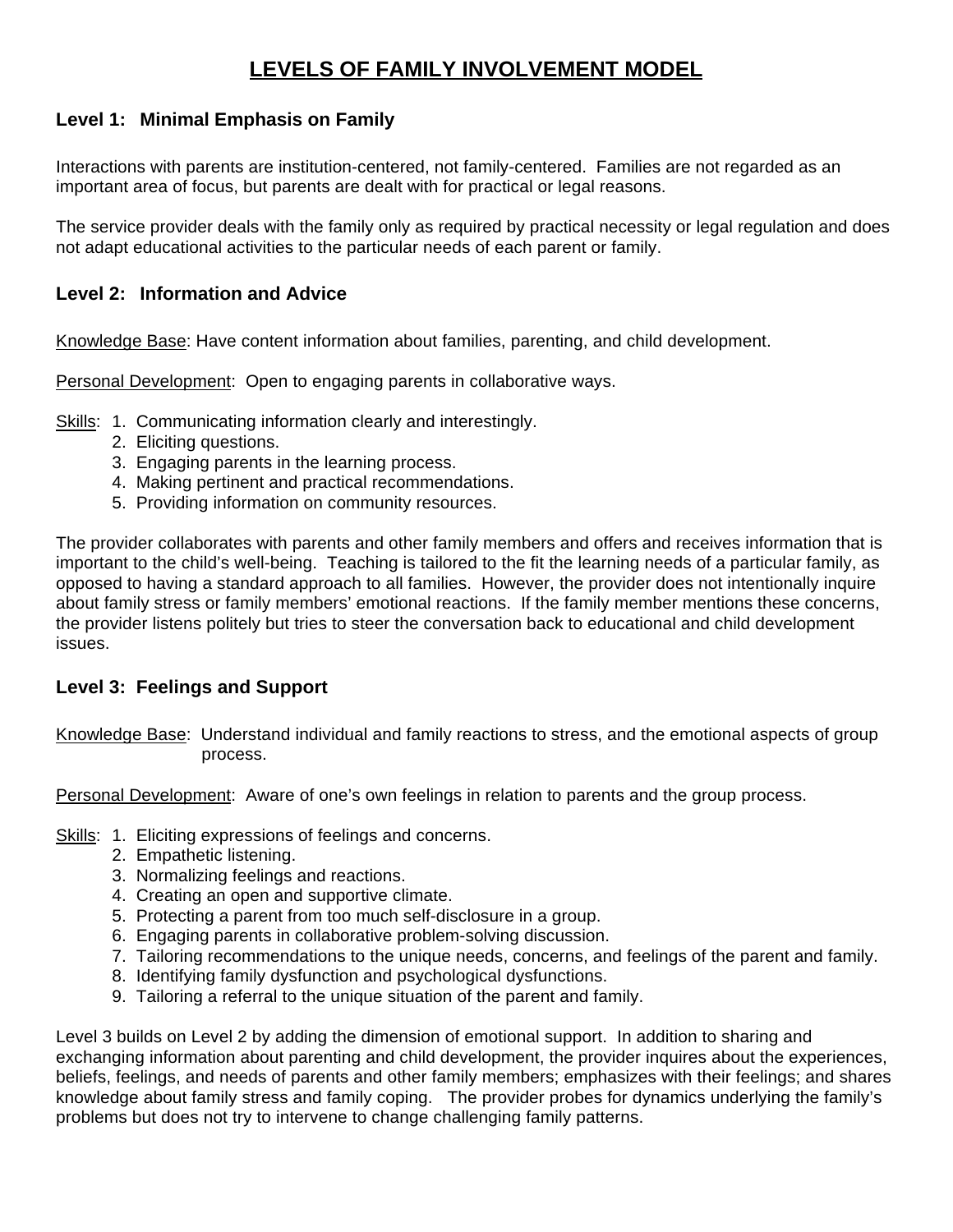# LEVELS OF FAMILY INVOLVEMENT MODEL

## Level 1: Minimal Emphasis on Family

Interactions with parents are institution-centered, not family-centered. Families are not regarded as an important area of focus, but parents are dealt with for practical or legal reasons.

The service provider deals with the family only as required by practical necessity or legal regulation and does not adapt educational activities to the particular needs of each parent or family.

## Level 2: Information and Advice

Knowledge Base: Have content information about families, parenting, and child development.

Personal Development: Open to engaging parents in collaborative ways.

Skills:
1. Communicating information clearly and interestingly.
2. Eliciting questions.
3. Engaging parents in the learning process.
4. Making pertinent and practical recommendations.
5. Providing information on community resources.

The provider collaborates with parents and other family members and offers and receives information that is important to the child's well-being. Teaching is tailored to the fit the learning needs of a particular family, as opposed to having a standard approach to all families. However, the provider does not intentionally inquire about family stress or family members' emotional reactions. If the family member mentions these concerns, the provider listens politely but tries to steer the conversation back to educational and child development issues.

## Level 3: Feelings and Support

Knowledge Base: Understand individual and family reactions to stress, and the emotional aspects of group process.

Personal Development: Aware of one's own feelings in relation to parents and the group process.

Skills:
1. Eliciting expressions of feelings and concerns.
2. Empathetic listening.
3. Normalizing feelings and reactions.
4. Creating an open and supportive climate.
5. Protecting a parent from too much self-disclosure in a group.
6. Engaging parents in collaborative problem-solving discussion.
7. Tailoring recommendations to the unique needs, concerns, and feelings of the parent and family.
8. Identifying family dysfunction and psychological dysfunctions.
9. Tailoring a referral to the unique situation of the parent and family.

Level 3 builds on Level 2 by adding the dimension of emotional support. In addition to sharing and exchanging information about parenting and child development, the provider inquires about the experiences, beliefs, feelings, and needs of parents and other family members; emphasizes with their feelings; and shares knowledge about family stress and family coping. The provider probes for dynamics underlying the family's problems but does not try to intervene to change challenging family patterns.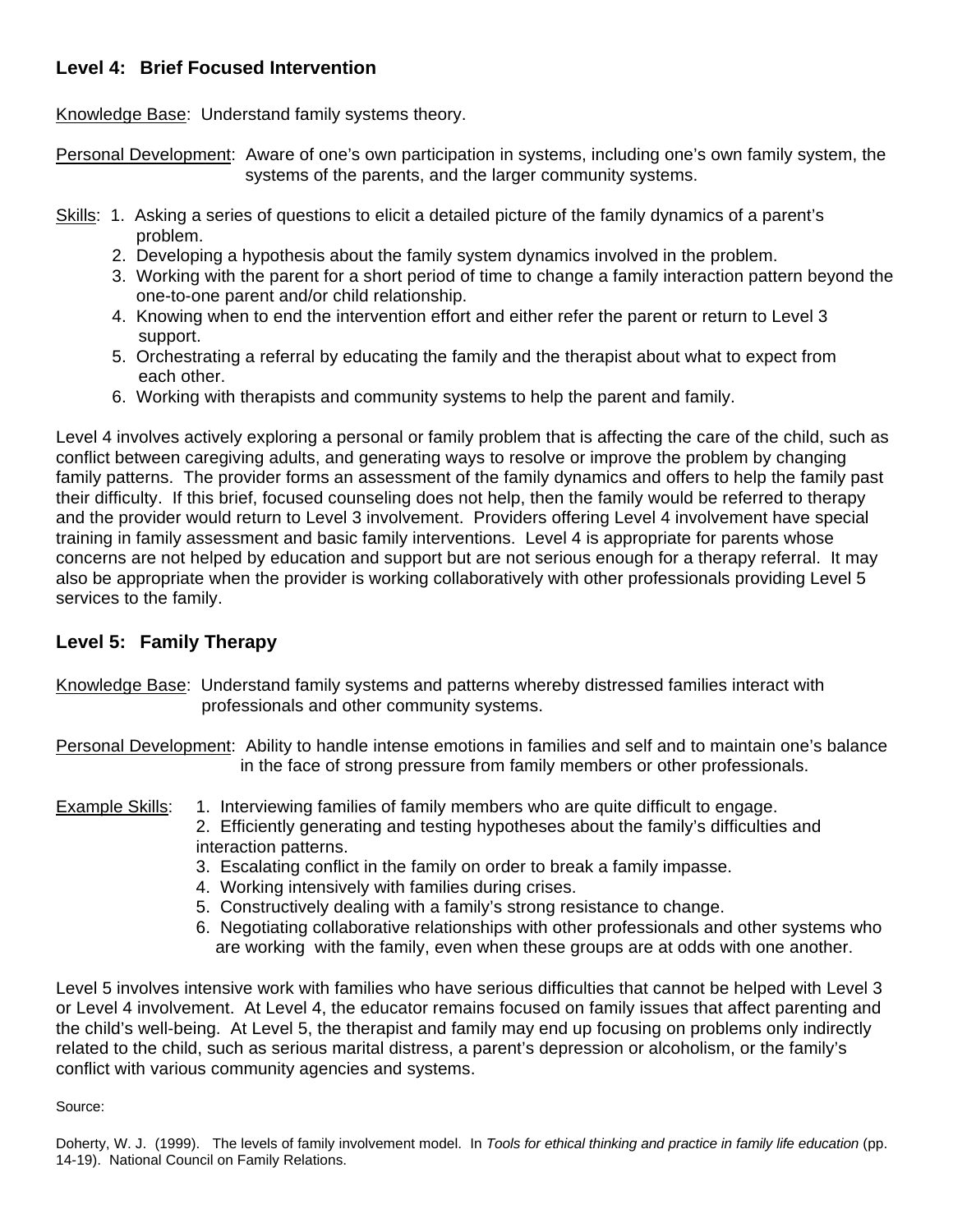## Level 4: Brief Focused Intervention

Knowledge Base: Understand family systems theory.

Personal Development: Aware of one's own participation in systems, including one's own family system, the systems of the parents, and the larger community systems.

Skills:
1. Asking a series of questions to elicit a detailed picture of the family dynamics of a parent's problem.
2. Developing a hypothesis about the family system dynamics involved in the problem.
3. Working with the parent for a short period of time to change a family interaction pattern beyond the one-to-one parent and/or child relationship.
4. Knowing when to end the intervention effort and either refer the parent or return to Level 3 support.
5. Orchestrating a referral by educating the family and the therapist about what to expect from each other.
6. Working with therapists and community systems to help the parent and family.

Level 4 involves actively exploring a personal or family problem that is affecting the care of the child, such as conflict between caregiving adults, and generating ways to resolve or improve the problem by changing family patterns. The provider forms an assessment of the family dynamics and offers to help the family past their difficulty. If this brief, focused counseling does not help, then the family would be referred to therapy and the provider would return to Level 3 involvement. Providers offering Level 4 involvement have special training in family assessment and basic family interventions. Level 4 is appropriate for parents whose concerns are not helped by education and support but are not serious enough for a therapy referral. It may also be appropriate when the provider is working collaboratively with other professionals providing Level 5 services to the family.

## Level 5: Family Therapy

Knowledge Base: Understand family systems and patterns whereby distressed families interact with professionals and other community systems.

Personal Development: Ability to handle intense emotions in families and self and to maintain one's balance in the face of strong pressure from family members or other professionals.

Example Skills:
1. Interviewing families of family members who are quite difficult to engage.
2. Efficiently generating and testing hypotheses about the family's difficulties and interaction patterns.
3. Escalating conflict in the family on order to break a family impasse.
4. Working intensively with families during crises.
5. Constructively dealing with a family's strong resistance to change.
6. Negotiating collaborative relationships with other professionals and other systems who are working with the family, even when these groups are at odds with one another.

Level 5 involves intensive work with families who have serious difficulties that cannot be helped with Level 3 or Level 4 involvement. At Level 4, the educator remains focused on family issues that affect parenting and the child's well-being. At Level 5, the therapist and family may end up focusing on problems only indirectly related to the child, such as serious marital distress, a parent's depression or alcoholism, or the family's conflict with various community agencies and systems.

Source:

Doherty, W. J. (1999). The levels of family involvement model. In *Tools for ethical thinking and practice in family life education* (pp. 14-19). National Council on Family Relations.